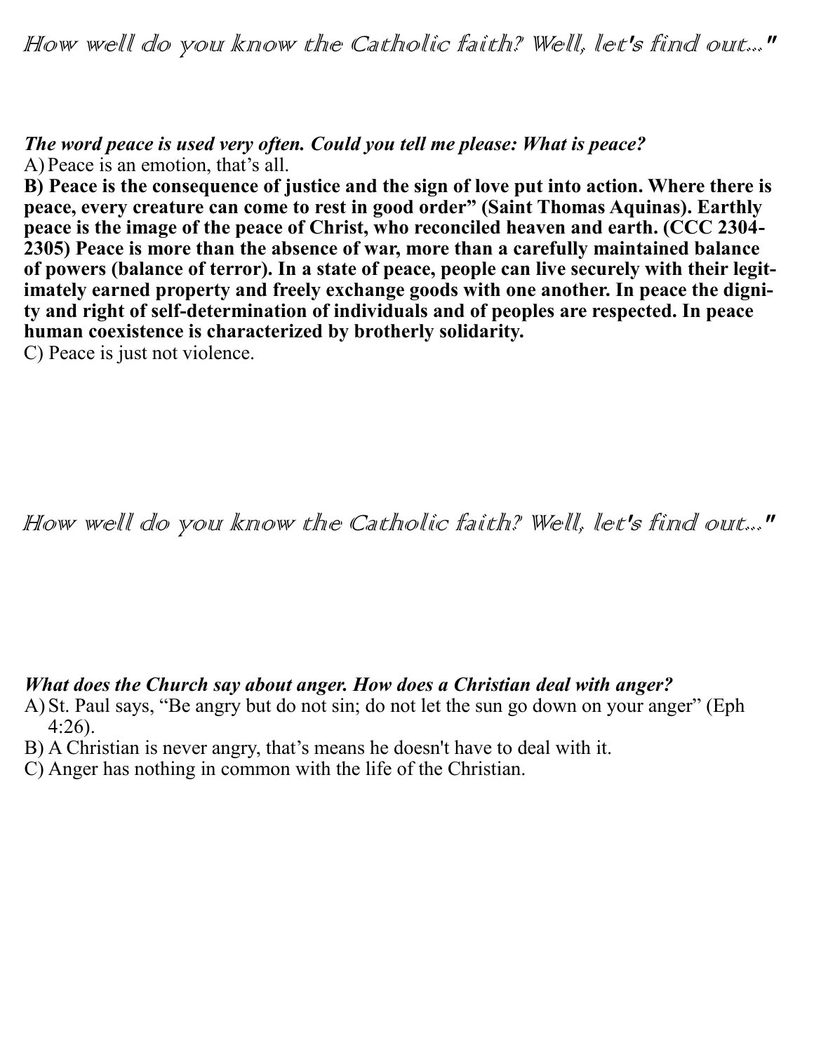*How well do you know the Catholic faith? Well, let's find out..."*

***The word peace is used very often. Could you tell me please: What is peace?***

A) Peace is an emotion, that's all.

**B) Peace is the consequence of justice and the sign of love put into action. Where there is peace, every creature can come to rest in good order" (Saint Thomas Aquinas). Earthly peace is the image of the peace of Christ, who reconciled heaven and earth. (CCC 2304-2305) Peace is more than the absence of war, more than a carefully maintained balance of powers (balance of terror). In a state of peace, people can live securely with their legitimately earned property and freely exchange goods with one another. In peace the dignity and right of self-determination of individuals and of peoples are respected. In peace human coexistence is characterized by brotherly solidarity.**

C) Peace is just not violence.

*How well do you know the Catholic faith? Well, let's find out..."*

***What does the Church say about anger. How does a Christian deal with anger?***

A) St. Paul says, "Be angry but do not sin; do not let the sun go down on your anger" (Eph 4:26).

B) A Christian is never angry, that's means he doesn't have to deal with it.

C) Anger has nothing in common with the life of the Christian.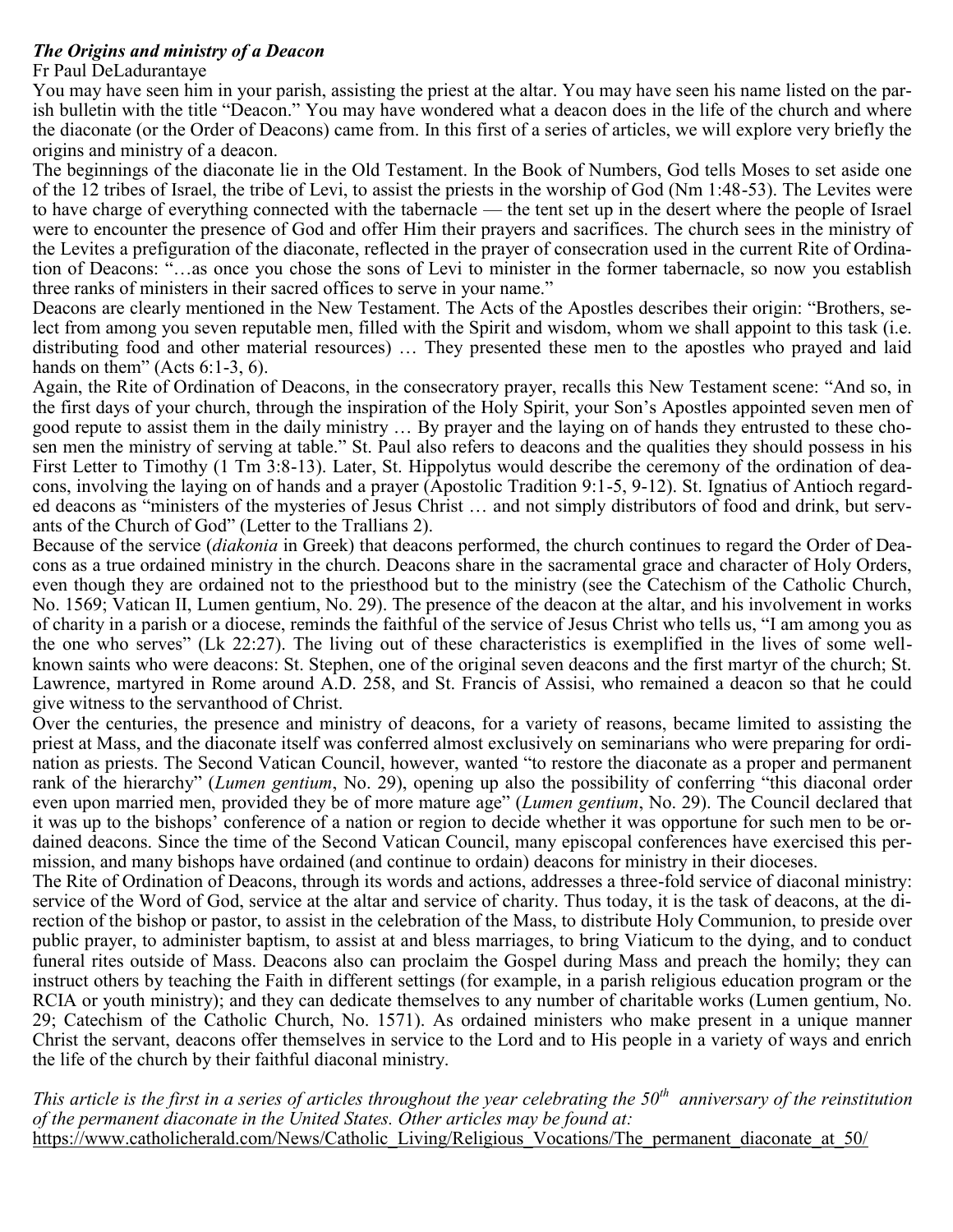***The Origins and ministry of a Deacon***

Fr Paul DeLadurantaye

You may have seen him in your parish, assisting the priest at the altar. You may have seen his name listed on the parish bulletin with the title "Deacon." You may have wondered what a deacon does in the life of the church and where the diaconate (or the Order of Deacons) came from. In this first of a series of articles, we will explore very briefly the origins and ministry of a deacon.

The beginnings of the diaconate lie in the Old Testament. In the Book of Numbers, God tells Moses to set aside one of the 12 tribes of Israel, the tribe of Levi, to assist the priests in the worship of God (Nm 1:48-53). The Levites were to have charge of everything connected with the tabernacle — the tent set up in the desert where the people of Israel were to encounter the presence of God and offer Him their prayers and sacrifices. The church sees in the ministry of the Levites a prefiguration of the diaconate, reflected in the prayer of consecration used in the current Rite of Ordination of Deacons: "…as once you chose the sons of Levi to minister in the former tabernacle, so now you establish three ranks of ministers in their sacred offices to serve in your name."

Deacons are clearly mentioned in the New Testament. The Acts of the Apostles describes their origin: "Brothers, select from among you seven reputable men, filled with the Spirit and wisdom, whom we shall appoint to this task (i.e. distributing food and other material resources) … They presented these men to the apostles who prayed and laid hands on them" (Acts 6:1-3, 6).

Again, the Rite of Ordination of Deacons, in the consecratory prayer, recalls this New Testament scene: "And so, in the first days of your church, through the inspiration of the Holy Spirit, your Son's Apostles appointed seven men of good repute to assist them in the daily ministry … By prayer and the laying on of hands they entrusted to these chosen men the ministry of serving at table." St. Paul also refers to deacons and the qualities they should possess in his First Letter to Timothy (1 Tm 3:8-13). Later, St. Hippolytus would describe the ceremony of the ordination of deacons, involving the laying on of hands and a prayer (Apostolic Tradition 9:1-5, 9-12). St. Ignatius of Antioch regarded deacons as "ministers of the mysteries of Jesus Christ … and not simply distributors of food and drink, but servants of the Church of God" (Letter to the Trallians 2).

Because of the service (*diakonia* in Greek) that deacons performed, the church continues to regard the Order of Deacons as a true ordained ministry in the church. Deacons share in the sacramental grace and character of Holy Orders, even though they are ordained not to the priesthood but to the ministry (see the Catechism of the Catholic Church, No. 1569; Vatican II, Lumen gentium, No. 29). The presence of the deacon at the altar, and his involvement in works of charity in a parish or a diocese, reminds the faithful of the service of Jesus Christ who tells us, "I am among you as the one who serves" (Lk 22:27). The living out of these characteristics is exemplified in the lives of some well-known saints who were deacons: St. Stephen, one of the original seven deacons and the first martyr of the church; St. Lawrence, martyred in Rome around A.D. 258, and St. Francis of Assisi, who remained a deacon so that he could give witness to the servanthood of Christ.

Over the centuries, the presence and ministry of deacons, for a variety of reasons, became limited to assisting the priest at Mass, and the diaconate itself was conferred almost exclusively on seminarians who were preparing for ordination as priests. The Second Vatican Council, however, wanted "to restore the diaconate as a proper and permanent rank of the hierarchy" (*Lumen gentium*, No. 29), opening up also the possibility of conferring "this diaconal order even upon married men, provided they be of more mature age" (*Lumen gentium*, No. 29). The Council declared that it was up to the bishops' conference of a nation or region to decide whether it was opportune for such men to be ordained deacons. Since the time of the Second Vatican Council, many episcopal conferences have exercised this permission, and many bishops have ordained (and continue to ordain) deacons for ministry in their dioceses.

The Rite of Ordination of Deacons, through its words and actions, addresses a three-fold service of diaconal ministry: service of the Word of God, service at the altar and service of charity. Thus today, it is the task of deacons, at the direction of the bishop or pastor, to assist in the celebration of the Mass, to distribute Holy Communion, to preside over public prayer, to administer baptism, to assist at and bless marriages, to bring Viaticum to the dying, and to conduct funeral rites outside of Mass. Deacons also can proclaim the Gospel during Mass and preach the homily; they can instruct others by teaching the Faith in different settings (for example, in a parish religious education program or the RCIA or youth ministry); and they can dedicate themselves to any number of charitable works (Lumen gentium, No. 29; Catechism of the Catholic Church, No. 1571). As ordained ministers who make present in a unique manner Christ the servant, deacons offer themselves in service to the Lord and to His people in a variety of ways and enrich the life of the church by their faithful diaconal ministry.

*This article is the first in a series of articles throughout the year celebrating the 50th anniversary of the reinstitution of the permanent diaconate in the United States. Other articles may be found at:*
https://www.catholicherald.com/News/Catholic_Living/Religious_Vocations/The_permanent_diaconate_at_50/